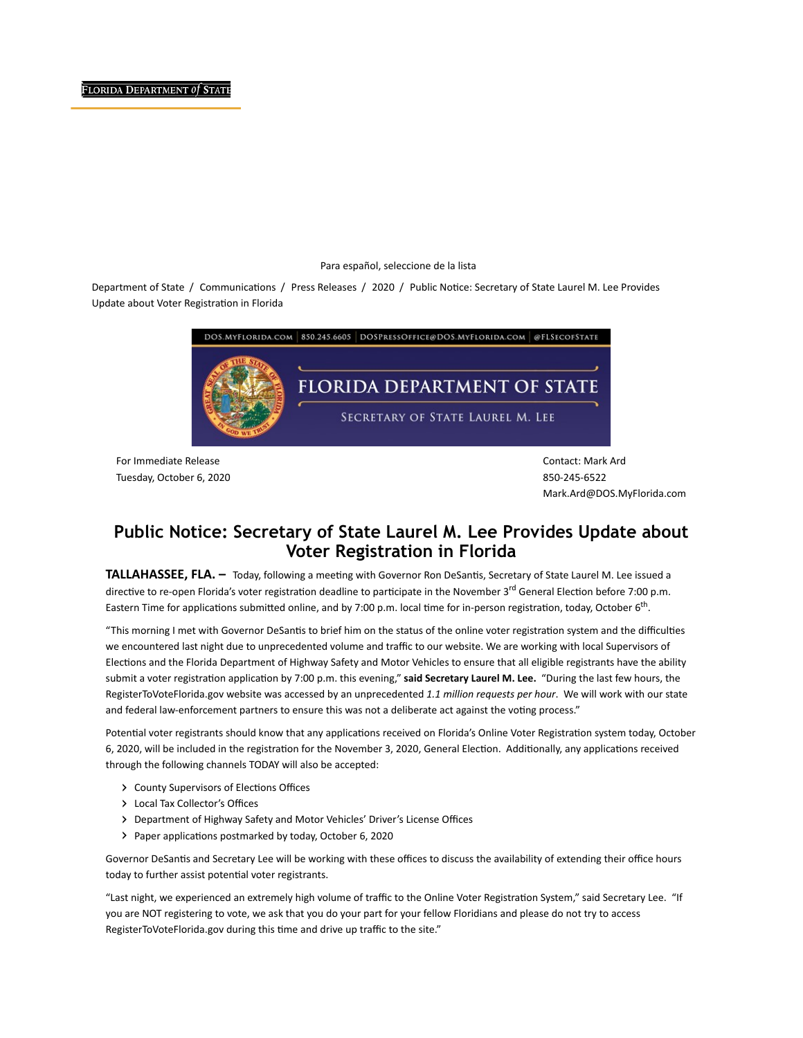FLORIDA DEPARTMENT of STATE

Para español, seleccione de la lista

Department of State / Communications / Press Releases / 2020 / Public Notice: Secretary of State Laurel M. Lee Provides Update about Voter Registration in Florida

DOS.MYFLORIDA.COM | 850.245.6605 | DOSPRESSOFFICE@DOS.MYFLORIDA.COM | @FLSECOFSTATE

FLORIDA DEPARTMENT OF STATE

SECRETARY OF STATE LAUREL M. LEE

For Immediate Release
Tuesday, October 6, 2020

Contact: Mark Ard
850-245-6522
Mark.Ard@DOS.MyFlorida.com

# Public Notice: Secretary of State Laurel M. Lee Provides Update about Voter Registration in Florida

**TALLAHASSEE, FLA. –** Today, following a meeting with Governor Ron DeSantis, Secretary of State Laurel M. Lee issued a directive to re-open Florida's voter registration deadline to participate in the November 3rd General Election before 7:00 p.m. Eastern Time for applications submitted online, and by 7:00 p.m. local time for in-person registration, today, October 6th.

"This morning I met with Governor DeSantis to brief him on the status of the online voter registration system and the difficulties we encountered last night due to unprecedented volume and traffic to our website. We are working with local Supervisors of Elections and the Florida Department of Highway Safety and Motor Vehicles to ensure that all eligible registrants have the ability submit a voter registration application by 7:00 p.m. this evening," **said Secretary Laurel M. Lee.** "During the last few hours, the RegisterToVoteFlorida.gov website was accessed by an unprecedented *1.1 million requests per hour*. We will work with our state and federal law-enforcement partners to ensure this was not a deliberate act against the voting process."

Potential voter registrants should know that any applications received on Florida's Online Voter Registration system today, October 6, 2020, will be included in the registration for the November 3, 2020, General Election. Additionally, any applications received through the following channels TODAY will also be accepted:

- County Supervisors of Elections Offices
- Local Tax Collector's Offices
- Department of Highway Safety and Motor Vehicles' Driver's License Offices
- Paper applications postmarked by today, October 6, 2020

Governor DeSantis and Secretary Lee will be working with these offices to discuss the availability of extending their office hours today to further assist potential voter registrants.

"Last night, we experienced an extremely high volume of traffic to the Online Voter Registration System," said Secretary Lee. "If you are NOT registering to vote, we ask that you do your part for your fellow Floridians and please do not try to access RegisterToVoteFlorida.gov during this time and drive up traffic to the site."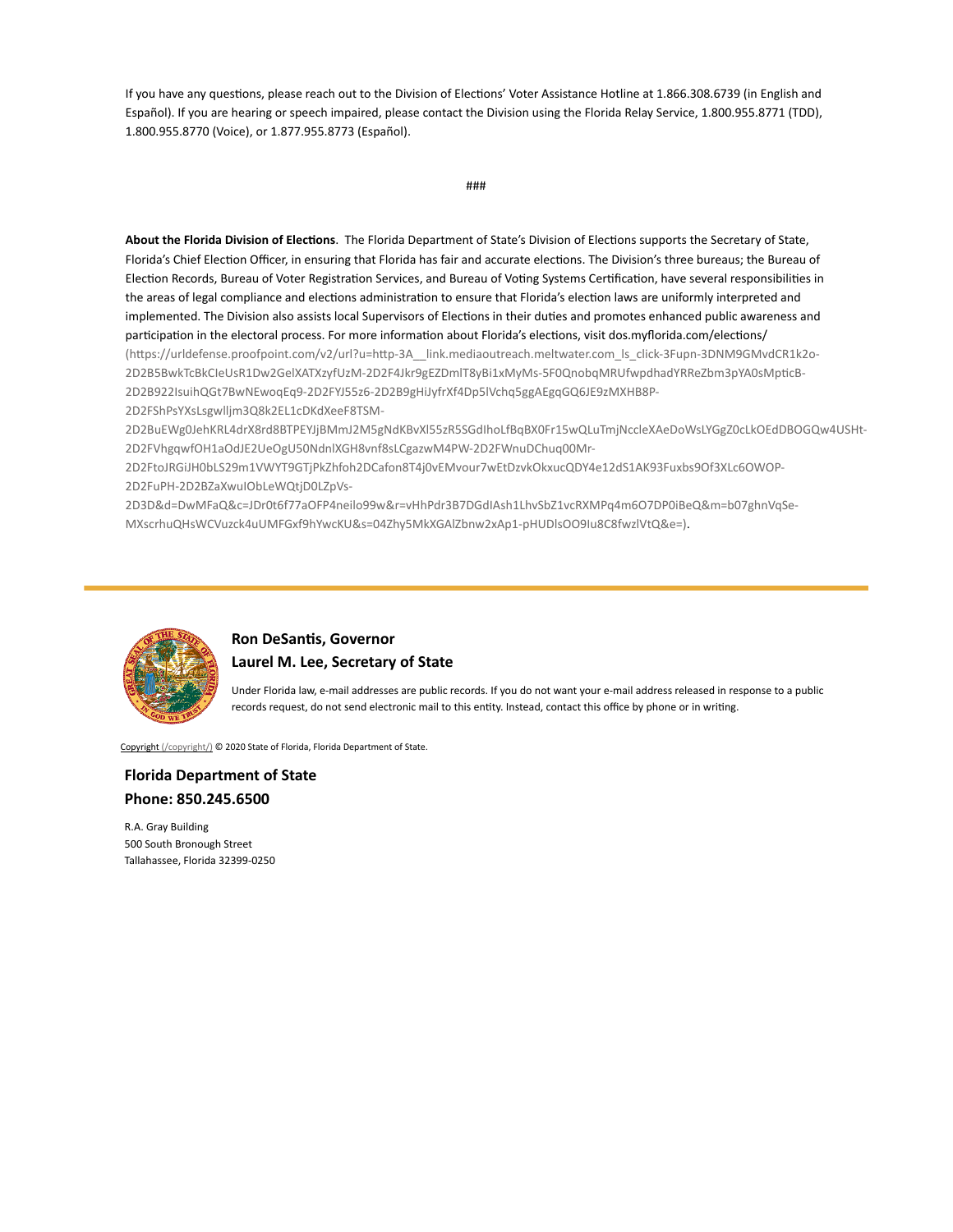If you have any questions, please reach out to the Division of Elections' Voter Assistance Hotline at 1.866.308.6739 (in English and Español). If you are hearing or speech impaired, please contact the Division using the Florida Relay Service, 1.800.955.8771 (TDD), 1.800.955.8770 (Voice), or 1.877.955.8773 (Español).

###

**About the Florida Division of Elections**. The Florida Department of State's Division of Elections supports the Secretary of State, Florida's Chief Election Officer, in ensuring that Florida has fair and accurate elections. The Division's three bureaus; the Bureau of Election Records, Bureau of Voter Registration Services, and Bureau of Voting Systems Certification, have several responsibilities in the areas of legal compliance and elections administration to ensure that Florida's election laws are uniformly interpreted and implemented. The Division also assists local Supervisors of Elections in their duties and promotes enhanced public awareness and participation in the electoral process. For more information about Florida's elections, visit dos.myflorida.com/elections/ (https://urldefense.proofpoint.com/v2/url?u=http-3A__link.mediaoutreach.meltwater.com_ls_click-3Fupn-3DNM9GMvdCR1k2o-2D2B5BwkTcBkCIeUsR1Dw2GelXATXzyfUzM-2D2F4Jkr9gEZDmlT8yBi1xMyMs-5F0QnobqMRUfwpdhadYRReZbm3pYA0sMpticB-2D2B922IsuihQGt7BwNEwoqEq9-2D2FYJ55z6-2D2B9gHiJyfrXf4Dp5lVchq5ggAEgqGQ6JE9zMXHB8P-2D2FShPsYXsLsgwlljm3Q8k2EL1cDKdXeeF8TSM-2D2BuEWg0JehKRL4drX8rd8BTPEYJjBMmJ2M5gNdKBvXl55zR5SGdIhoLfBqBX0Fr15wQLuTmjNccleXAeDoWsLYGgZ0cLkOEdDBOGQw4USHt-2D2FVhgqwfOH1aOdJE2UeOgU50NdnlXGH8vnf8sLCgazwM4PW-2D2FWnuDChuq00Mr-2D2FtoJRGiJH0bLS29m1VWYT9GTjPkZhfoh2DCafon8T4j0vEMvour7wEtDzvkOkxucQDY4e12dS1AK93Fuxbs9Of3XLc6OWOP-2D2FuPH-2D2BZaXwuIObLeWQtjD0LZpVs-2D3D&d=DwMFaQ&c=JDr0t6f77aOFP4neilo99w&r=vHhPdr3B7DGdIAsh1LhvSbZ1vcRXMPq4m6O7DP0iBeQ&m=b07ghnVqSe-MXscrhuQHsWCVuzck4uUMFGxf9hYwcKU&s=04Zhy5MkXGAlZbnw2xAp1-pHUDlsOO9Iu8C8fwzlVtQ&e=).

---

**Ron DeSantis, Governor**

**Laurel M. Lee, Secretary of State**

Under Florida law, e-mail addresses are public records. If you do not want your e-mail address released in response to a public records request, do not send electronic mail to this entity. Instead, contact this office by phone or in writing.

Copyright (/copyright/) © 2020 State of Florida, Florida Department of State.

**Florida Department of State**

**Phone: 850.245.6500**

R.A. Gray Building
500 South Bronough Street
Tallahassee, Florida 32399-0250